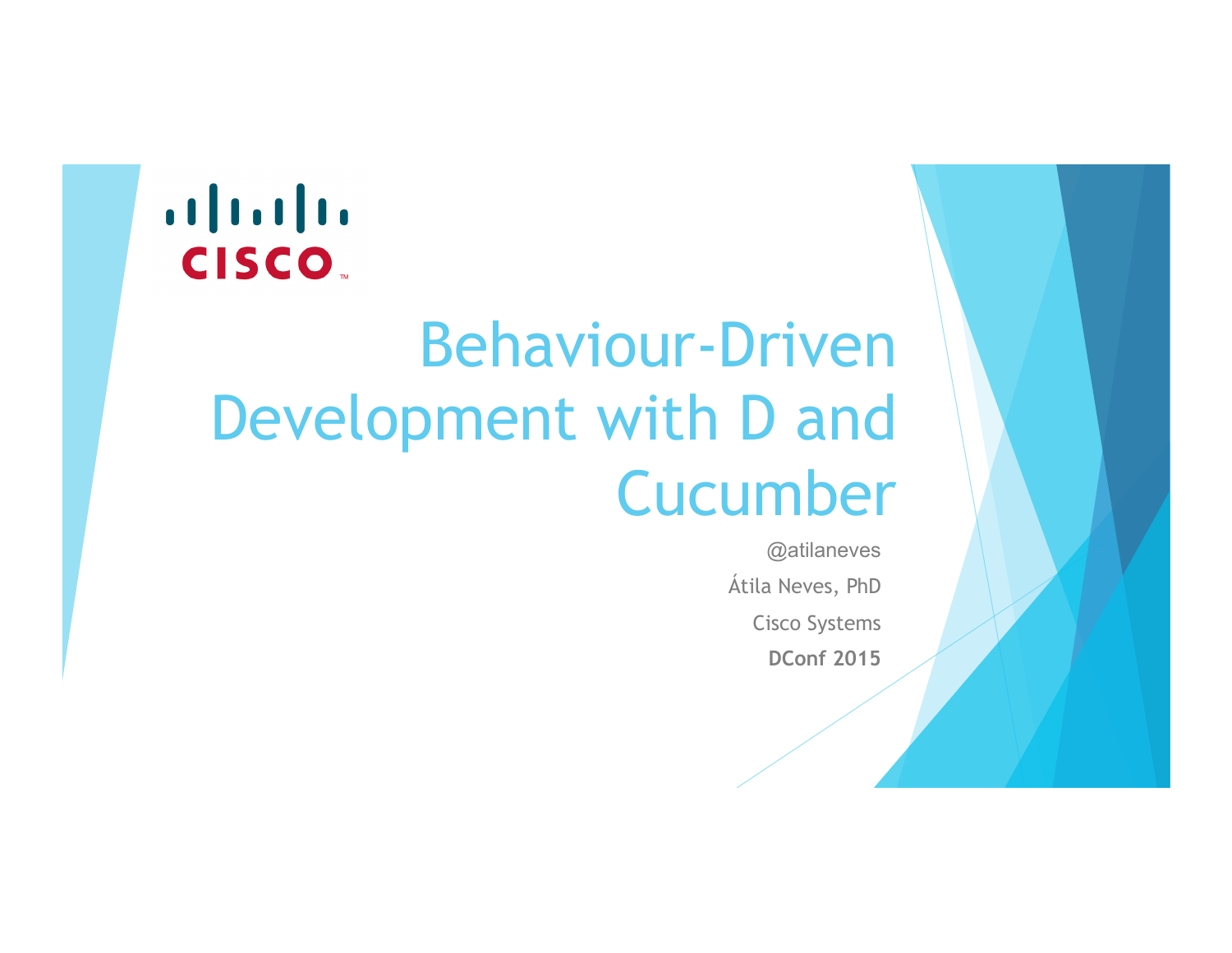CISCO

# Behaviour-Driven Development with D and Cucumber

@atilaneves

Átila Neves, PhD

Cisco Systems

**DConf 2015**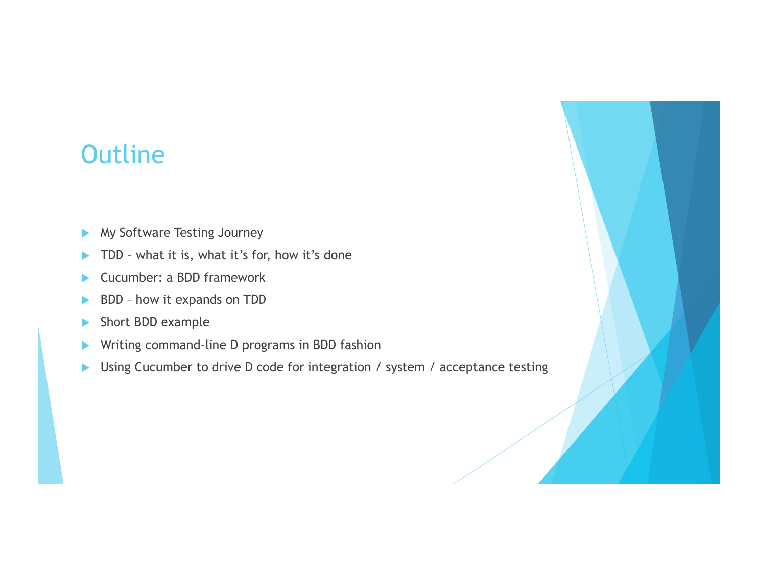# Outline

- My Software Testing Journey
- TDD – what it is, what it's for, how it's done
- Cucumber: a BDD framework
- BDD – how it expands on TDD
- Short BDD example
- Writing command-line D programs in BDD fashion
- Using Cucumber to drive D code for integration / system / acceptance testing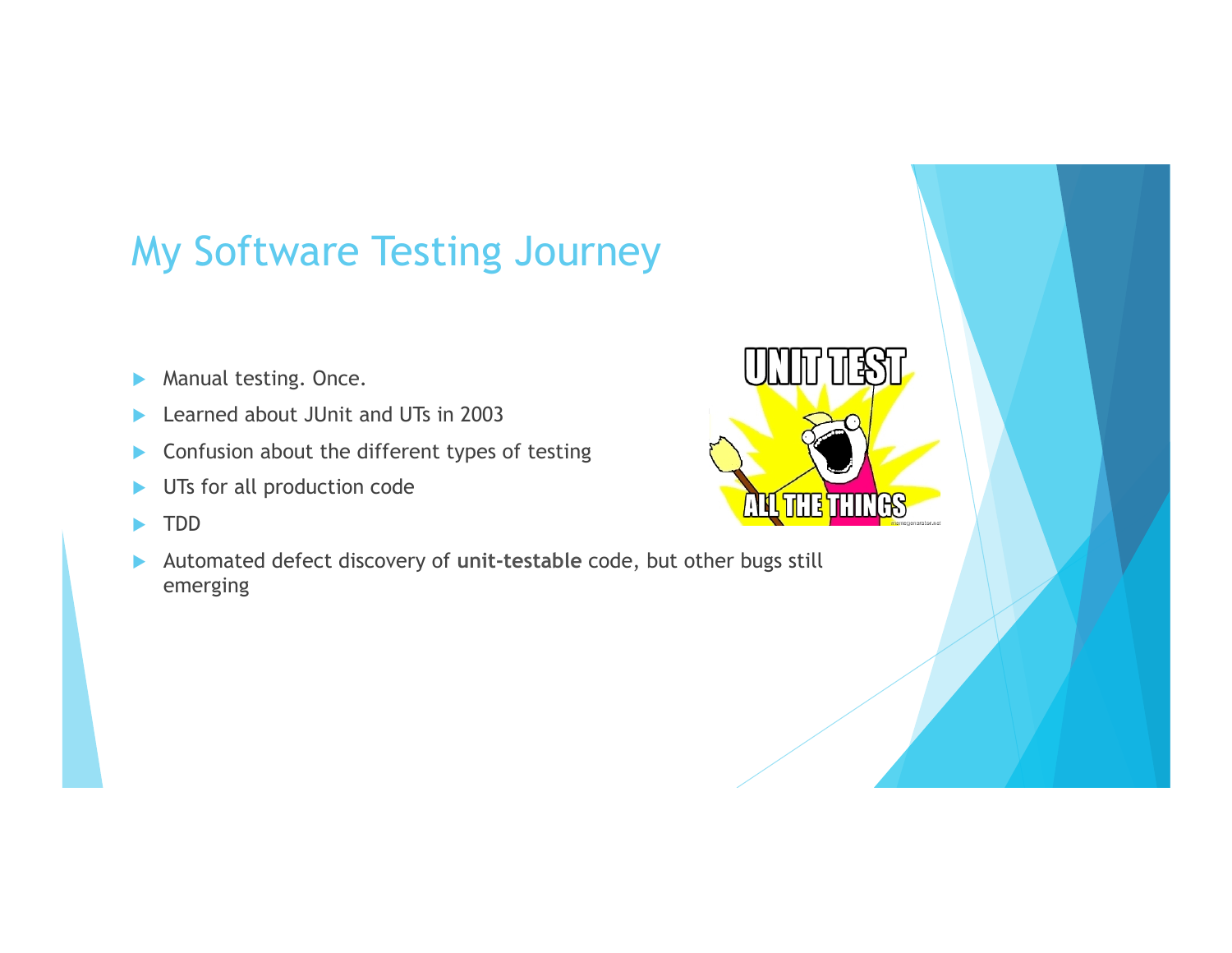# My Software Testing Journey

- Manual testing. Once.
- Learned about JUnit and UTs in 2003
- Confusion about the different types of testing
- UTs for all production code
- TDD
- Automated defect discovery of **unit-testable** code, but other bugs still emerging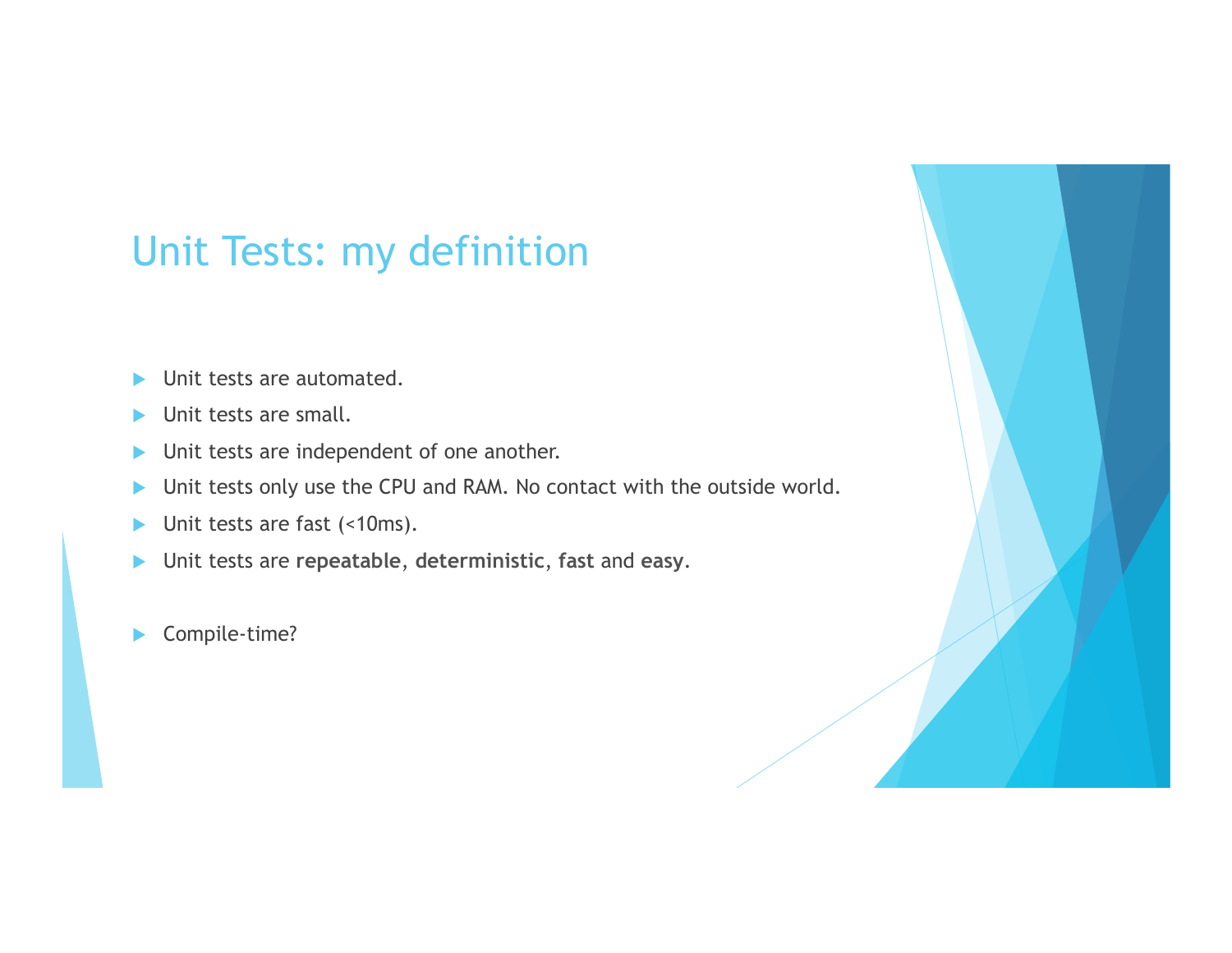# Unit Tests: my definition

- Unit tests are automated.
- Unit tests are small.
- Unit tests are independent of one another.
- Unit tests only use the CPU and RAM. No contact with the outside world.
- Unit tests are fast (<10ms).
- Unit tests are **repeatable**, **deterministic**, **fast** and **easy**.

- Compile-time?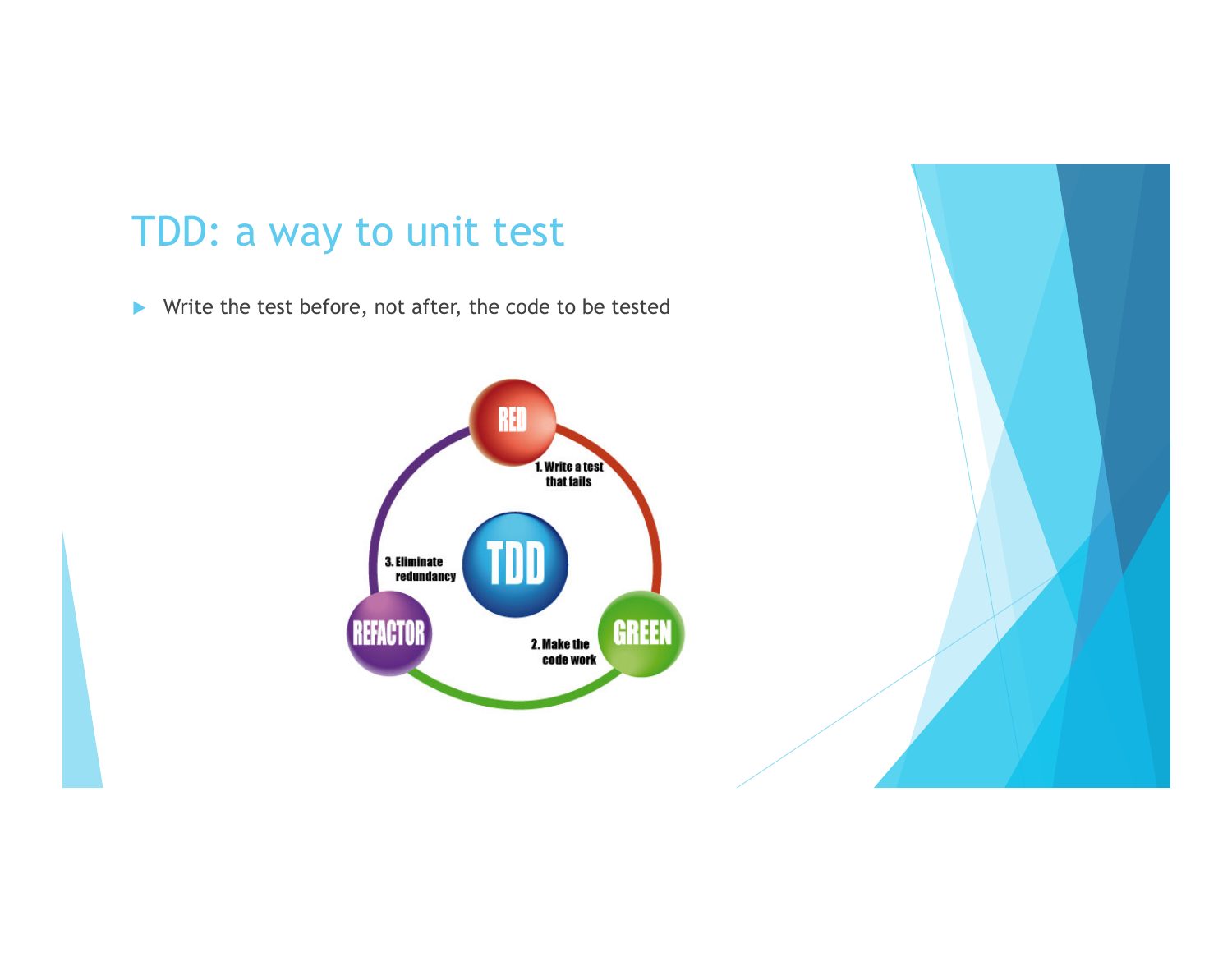# TDD: a way to unit test

- Write the test before, not after, the code to be tested

RED

1. Write a test that fails

TDD

GREEN

2. Make the code work

REFACTOR

3. Eliminate redundancy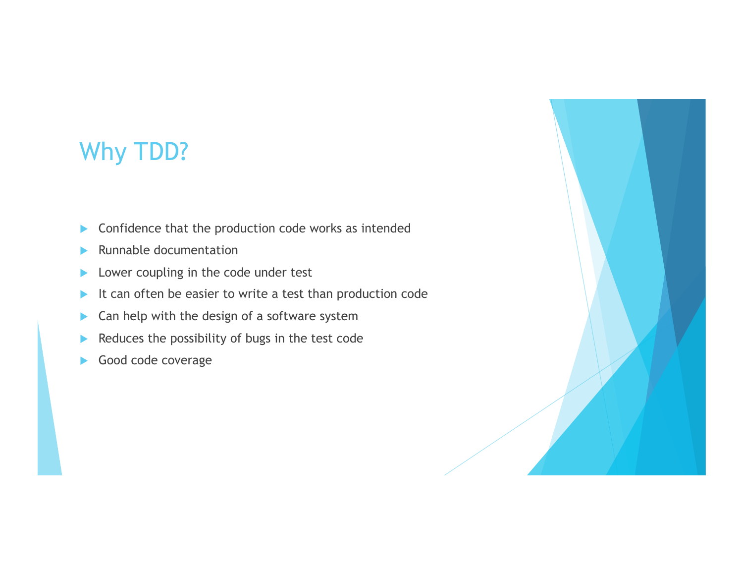# Why TDD?

- Confidence that the production code works as intended
- Runnable documentation
- Lower coupling in the code under test
- It can often be easier to write a test than production code
- Can help with the design of a software system
- Reduces the possibility of bugs in the test code
- Good code coverage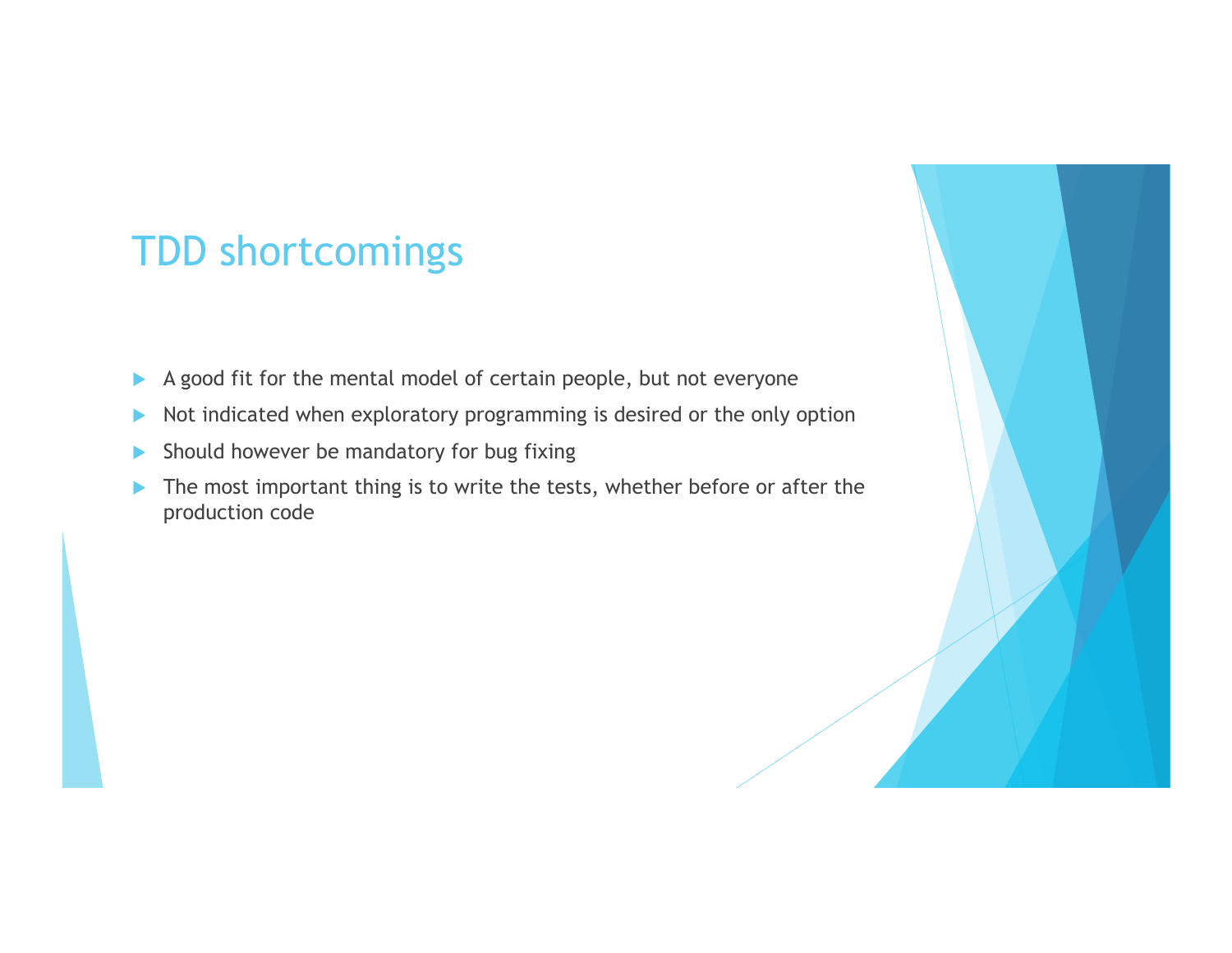# TDD shortcomings

- A good fit for the mental model of certain people, but not everyone
- Not indicated when exploratory programming is desired or the only option
- Should however be mandatory for bug fixing
- The most important thing is to write the tests, whether before or after the production code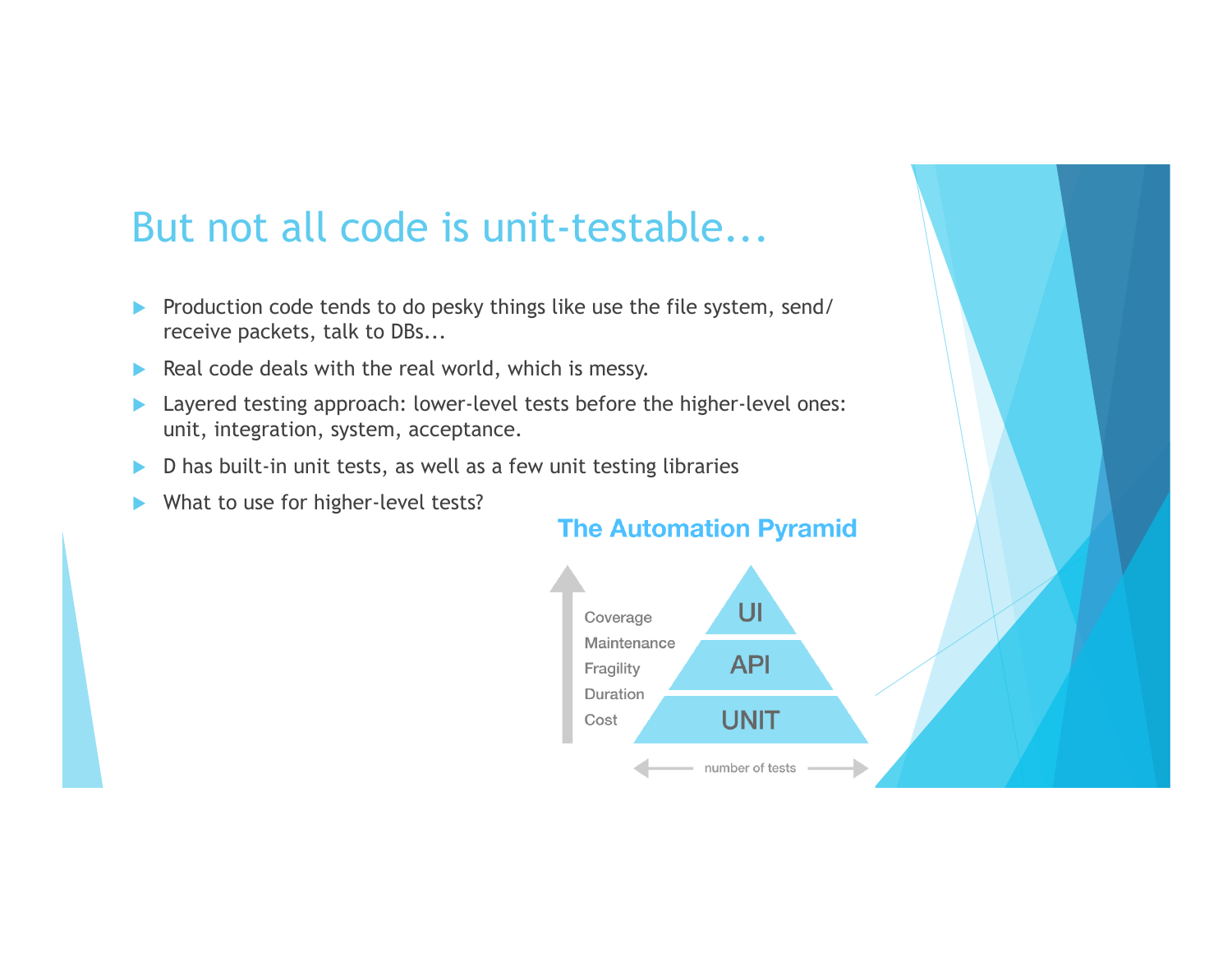# But not all code is unit-testable...

- Production code tends to do pesky things like use the file system, send/receive packets, talk to DBs...
- Real code deals with the real world, which is messy.
- Layered testing approach: lower-level tests before the higher-level ones: unit, integration, system, acceptance.
- D has built-in unit tests, as well as a few unit testing libraries
- What to use for higher-level tests?

**The Automation Pyramid**

Coverage
Maintenance
Fragility
Duration
Cost

UI
API
UNIT

number of tests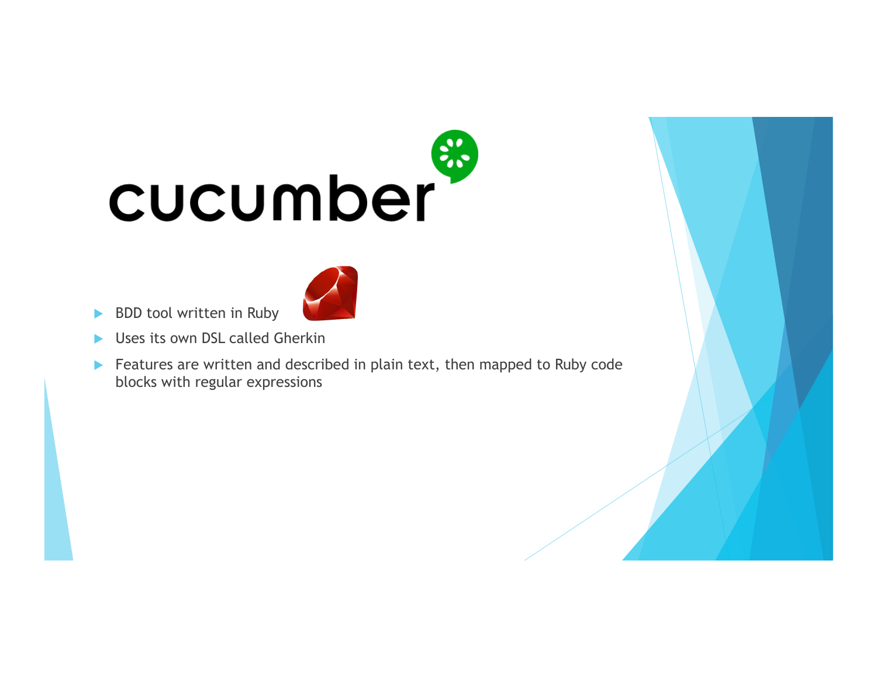# cucumber

- BDD tool written in Ruby
- Uses its own DSL called Gherkin
- Features are written and described in plain text, then mapped to Ruby code blocks with regular expressions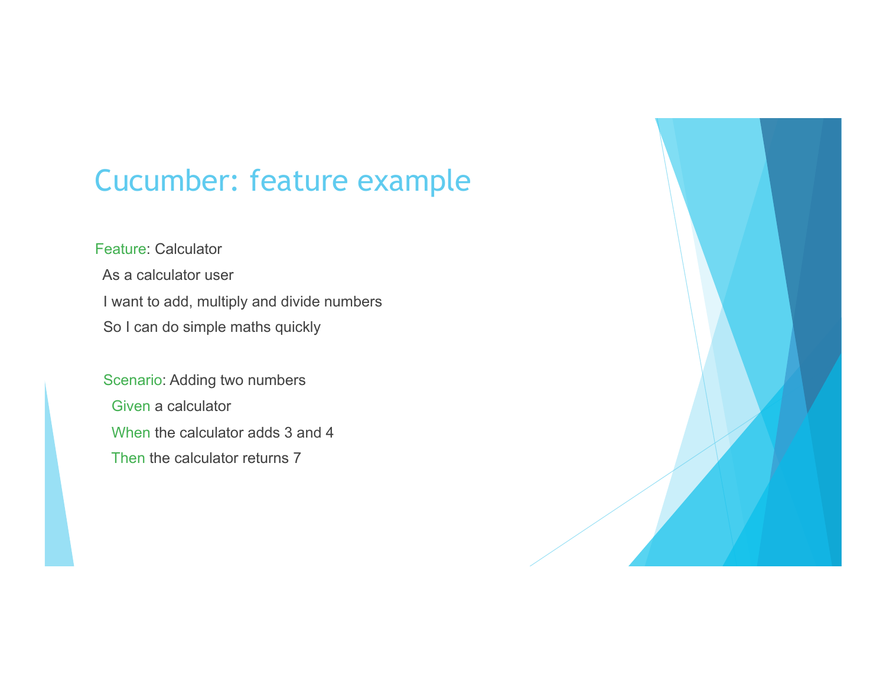# Cucumber: feature example

```
Feature: Calculator
  As a calculator user
  I want to add, multiply and divide numbers
  So I can do simple maths quickly

  Scenario: Adding two numbers
    Given a calculator
    When the calculator adds 3 and 4
    Then the calculator returns 7
```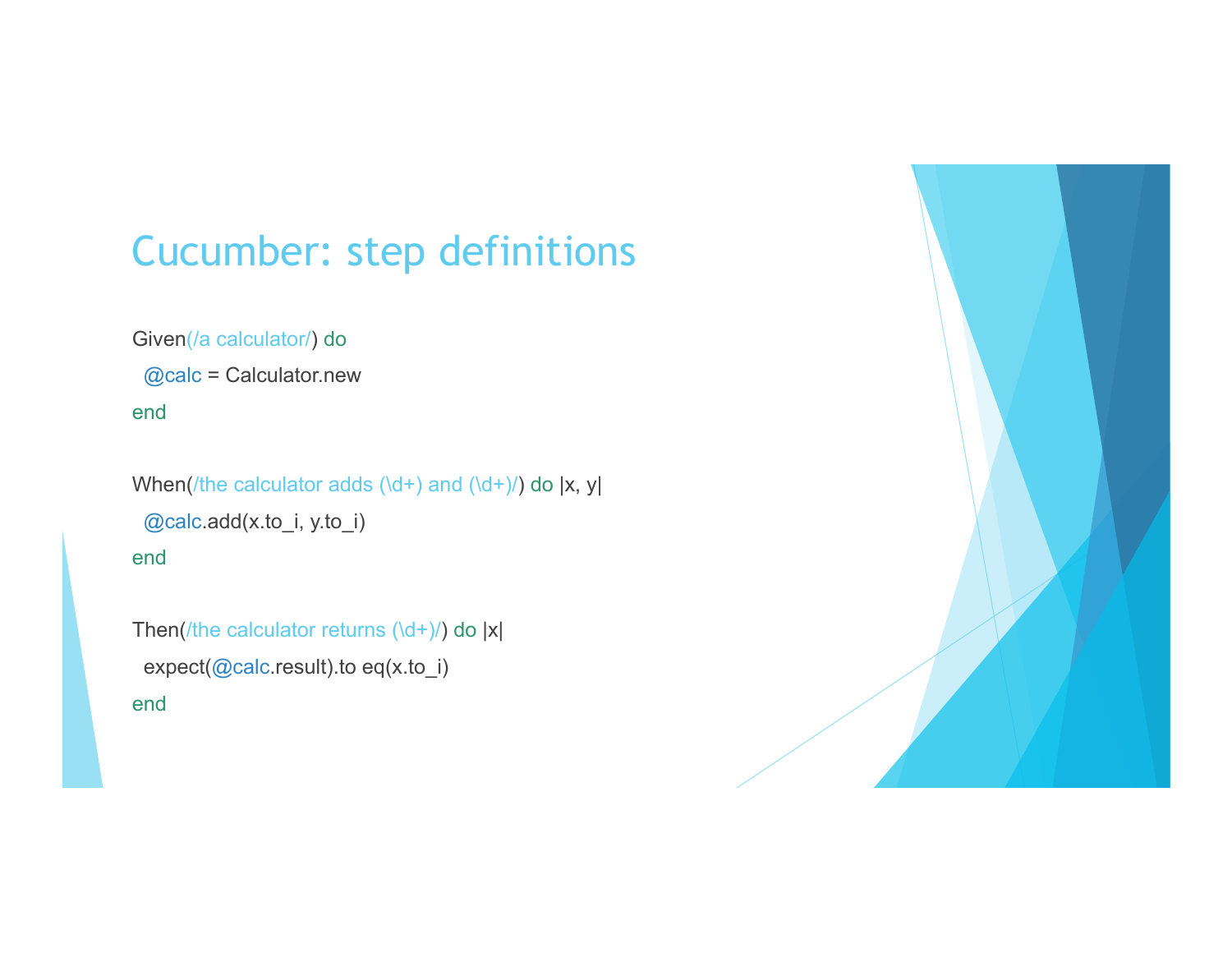# Cucumber: step definitions

```ruby
Given(/a calculator/) do
  @calc = Calculator.new
end

When(/the calculator adds (\d+) and (\d+)/) do |x, y|
  @calc.add(x.to_i, y.to_i)
end

Then(/the calculator returns (\d+)/) do |x|
  expect(@calc.result).to eq(x.to_i)
end
```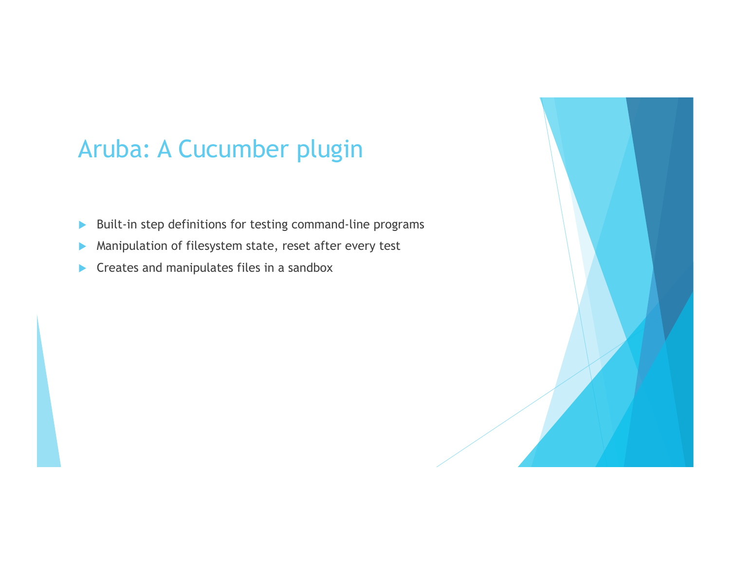# Aruba: A Cucumber plugin

- Built-in step definitions for testing command-line programs
- Manipulation of filesystem state, reset after every test
- Creates and manipulates files in a sandbox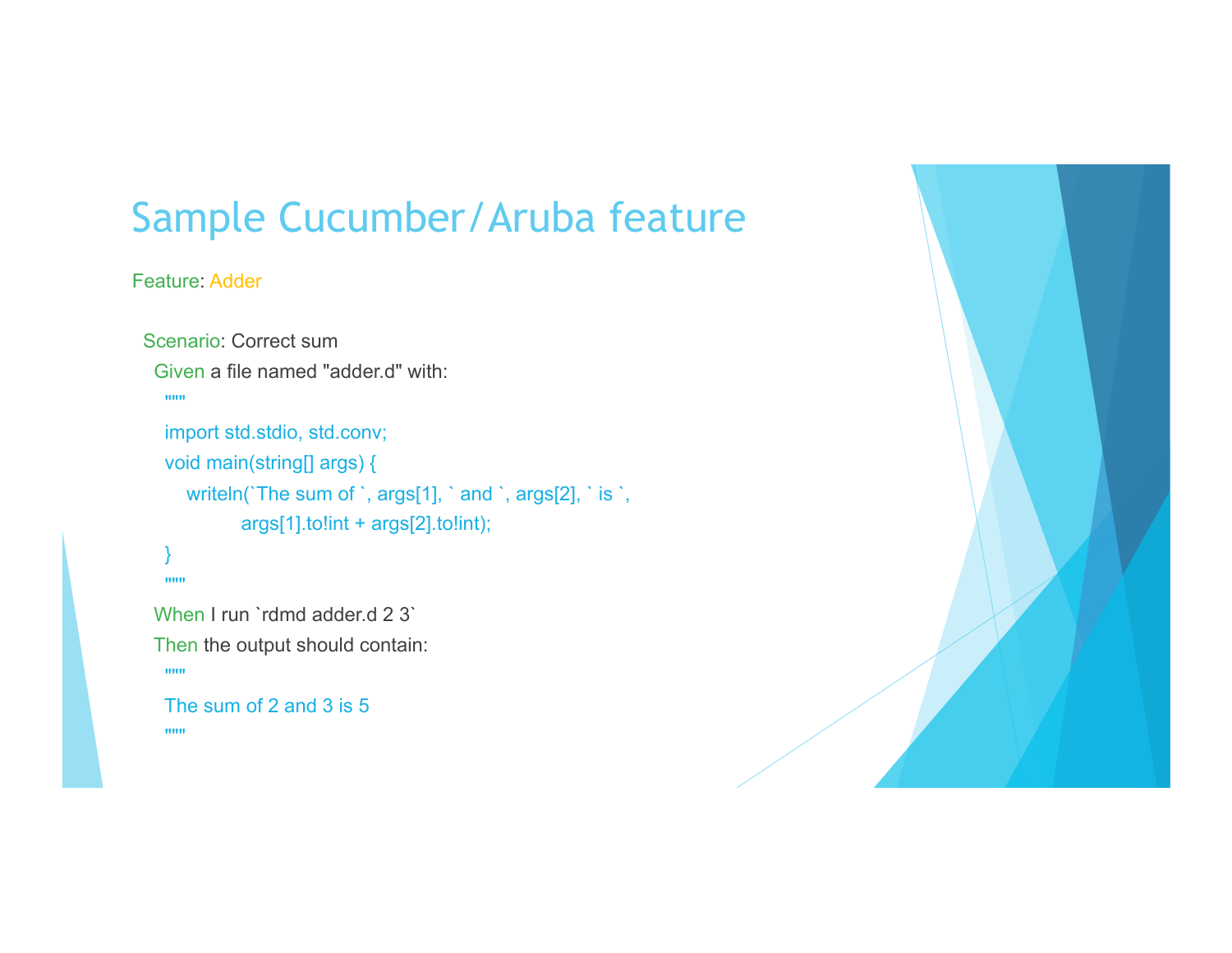# Sample Cucumber/Aruba feature

```
Feature: Adder

  Scenario: Correct sum
    Given a file named "adder.d" with:
      """
      import std.stdio, std.conv;
      void main(string[] args) {
          writeln(`The sum of `, args[1], ` and `, args[2], ` is `,
                  args[1].to!int + args[2].to!int);
      }
      """
    When I run `rdmd adder.d 2 3`
    Then the output should contain:
      """
      The sum of 2 and 3 is 5
      """
```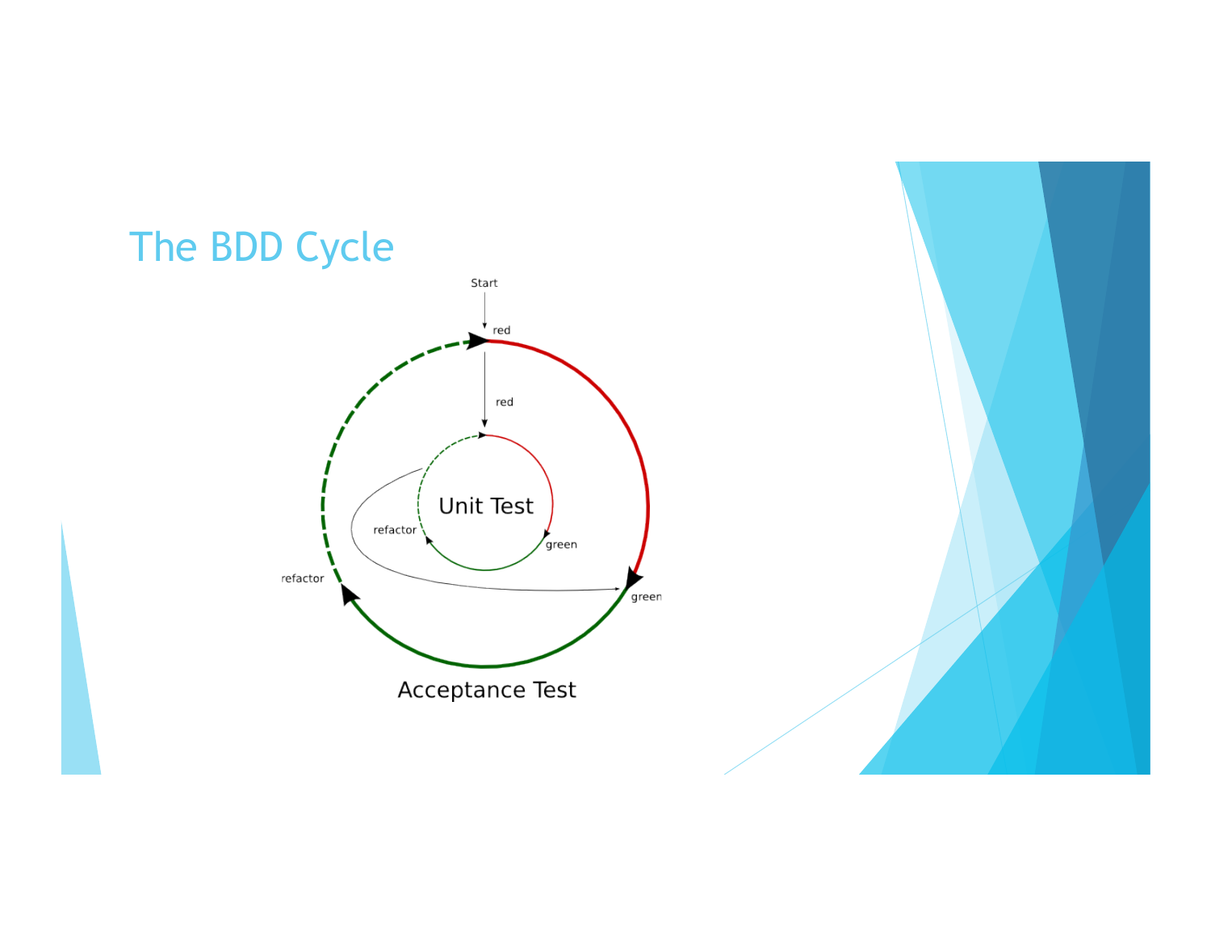# The BDD Cycle

Start

red

red

Unit Test

refactor

green

refactor

green

Acceptance Test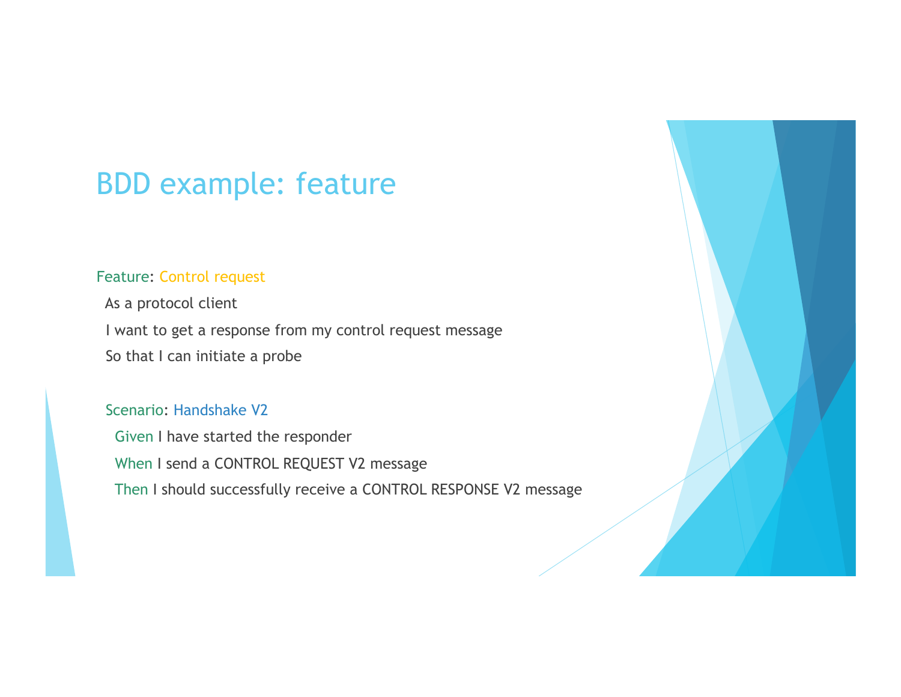# BDD example: feature

```
Feature: Control request
  As a protocol client
  I want to get a response from my control request message
  So that I can initiate a probe

  Scenario: Handshake V2
    Given I have started the responder
    When I send a CONTROL REQUEST V2 message
    Then I should successfully receive a CONTROL RESPONSE V2 message
```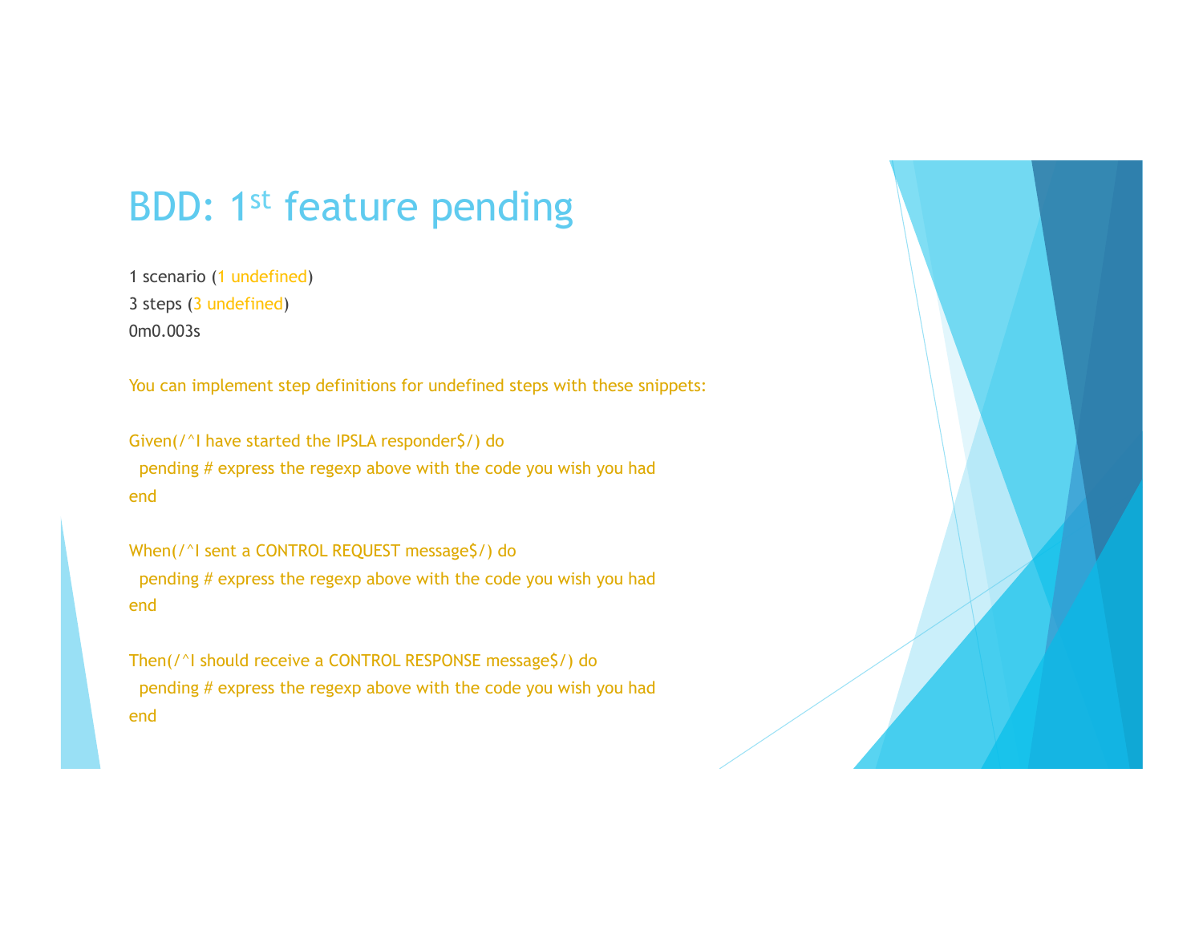# BDD: 1st feature pending

```
1 scenario (1 undefined)
3 steps (3 undefined)
0m0.003s

You can implement step definitions for undefined steps with these snippets:

Given(/^I have started the IPSLA responder$/) do
  pending # express the regexp above with the code you wish you had
end

When(/^I sent a CONTROL REQUEST message$/) do
  pending # express the regexp above with the code you wish you had
end

Then(/^I should receive a CONTROL RESPONSE message$/) do
  pending # express the regexp above with the code you wish you had
end
```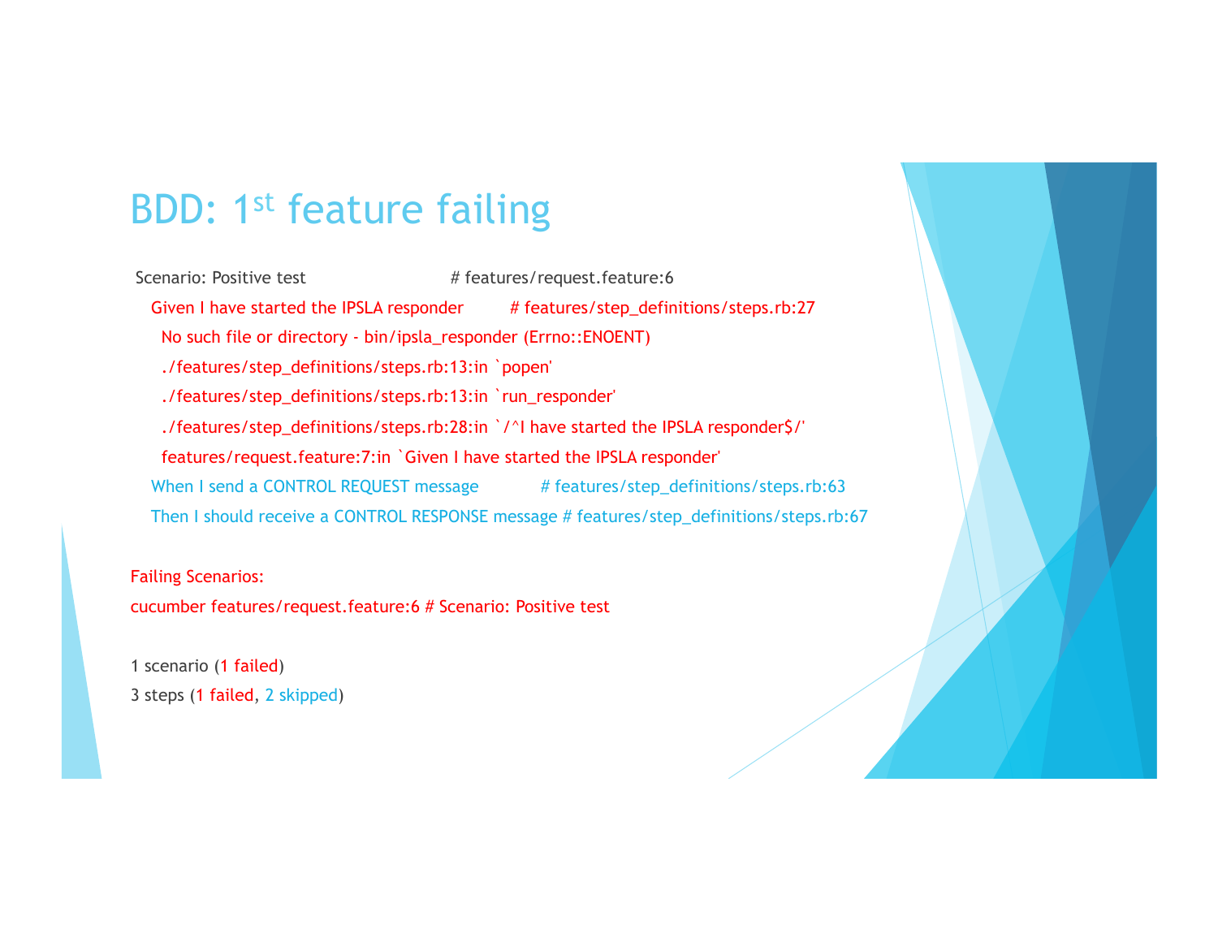# BDD: 1st feature failing

```
Scenario: Positive test                          # features/request.feature:6
  Given I have started the IPSLA responder       # features/step_definitions/steps.rb:27
    No such file or directory - bin/ipsla_responder (Errno::ENOENT)
    ./features/step_definitions/steps.rb:13:in `popen'
    ./features/step_definitions/steps.rb:13:in `run_responder'
    ./features/step_definitions/steps.rb:28:in `/^I have started the IPSLA responder$/'
    features/request.feature:7:in `Given I have started the IPSLA responder'
  When I send a CONTROL REQUEST message          # features/step_definitions/steps.rb:63
  Then I should receive a CONTROL RESPONSE message # features/step_definitions/steps.rb:67

Failing Scenarios:
cucumber features/request.feature:6 # Scenario: Positive test

1 scenario (1 failed)
3 steps (1 failed, 2 skipped)
```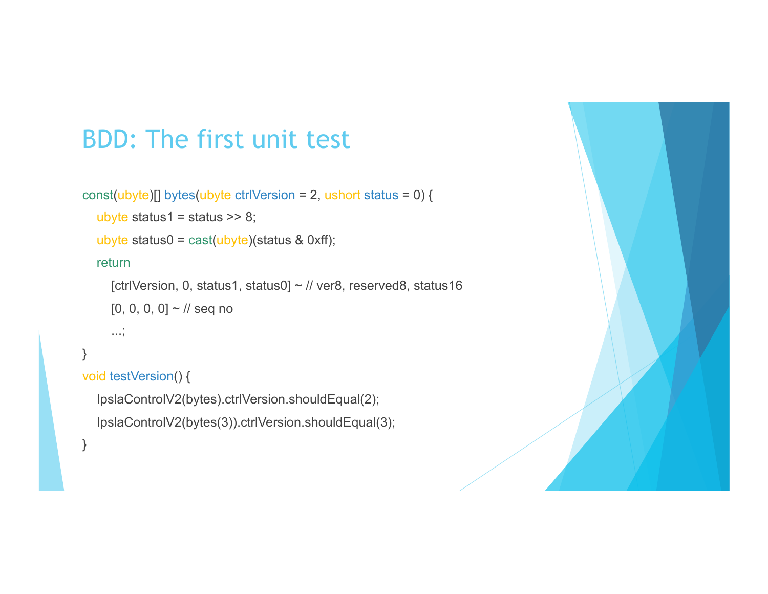# BDD: The first unit test

```
const(ubyte)[] bytes(ubyte ctrlVersion = 2, ushort status = 0) {
    ubyte status1 = status >> 8;
    ubyte status0 = cast(ubyte)(status & 0xff);
    return
        [ctrlVersion, 0, status1, status0] ~ // ver8, reserved8, status16
        [0, 0, 0, 0] ~ // seq no
        ...;
}
void testVersion() {
    IpslaControlV2(bytes).ctrlVersion.shouldEqual(2);
    IpslaControlV2(bytes(3)).ctrlVersion.shouldEqual(3);
}
```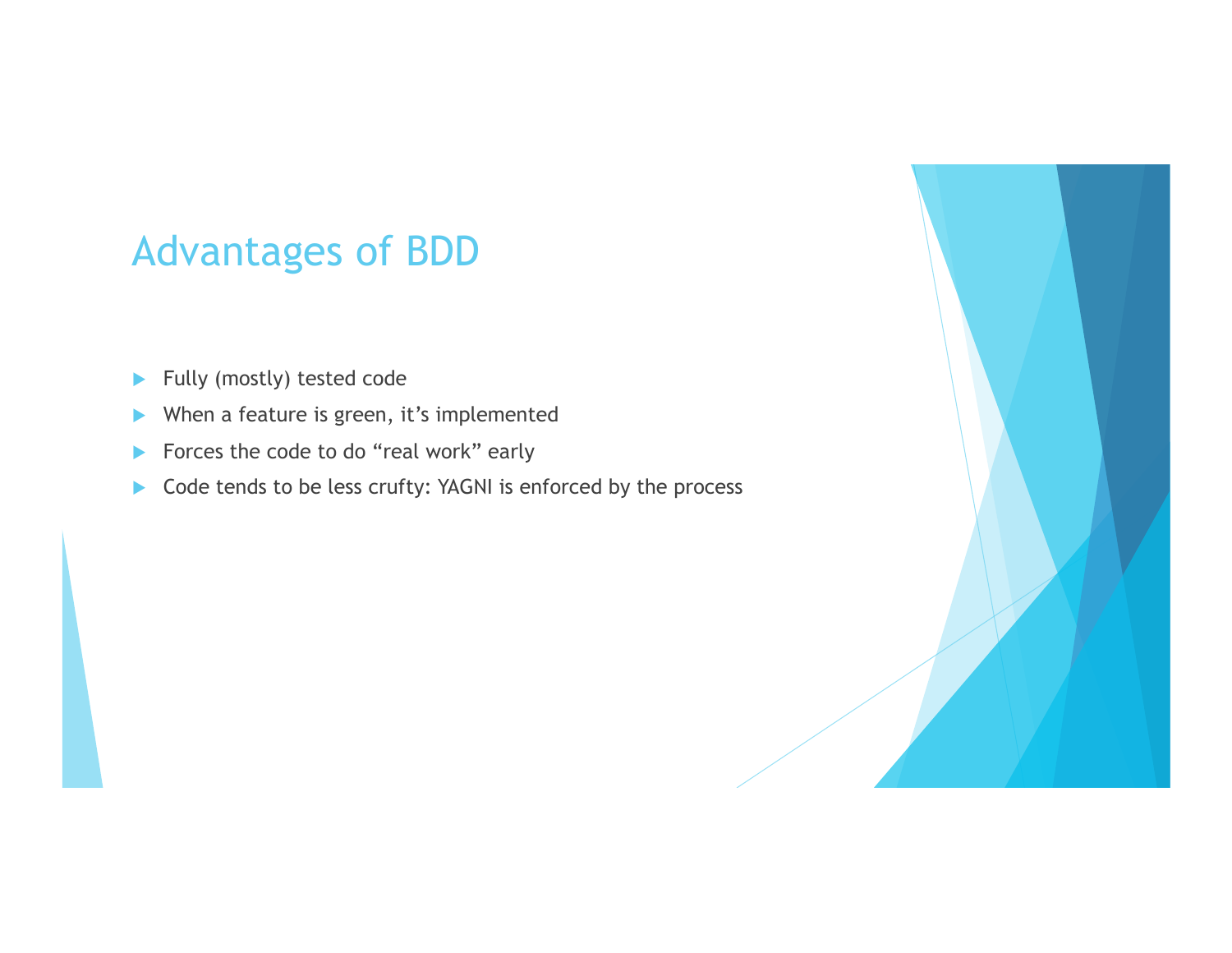# Advantages of BDD

- Fully (mostly) tested code
- When a feature is green, it’s implemented
- Forces the code to do “real work” early
- Code tends to be less crufty: YAGNI is enforced by the process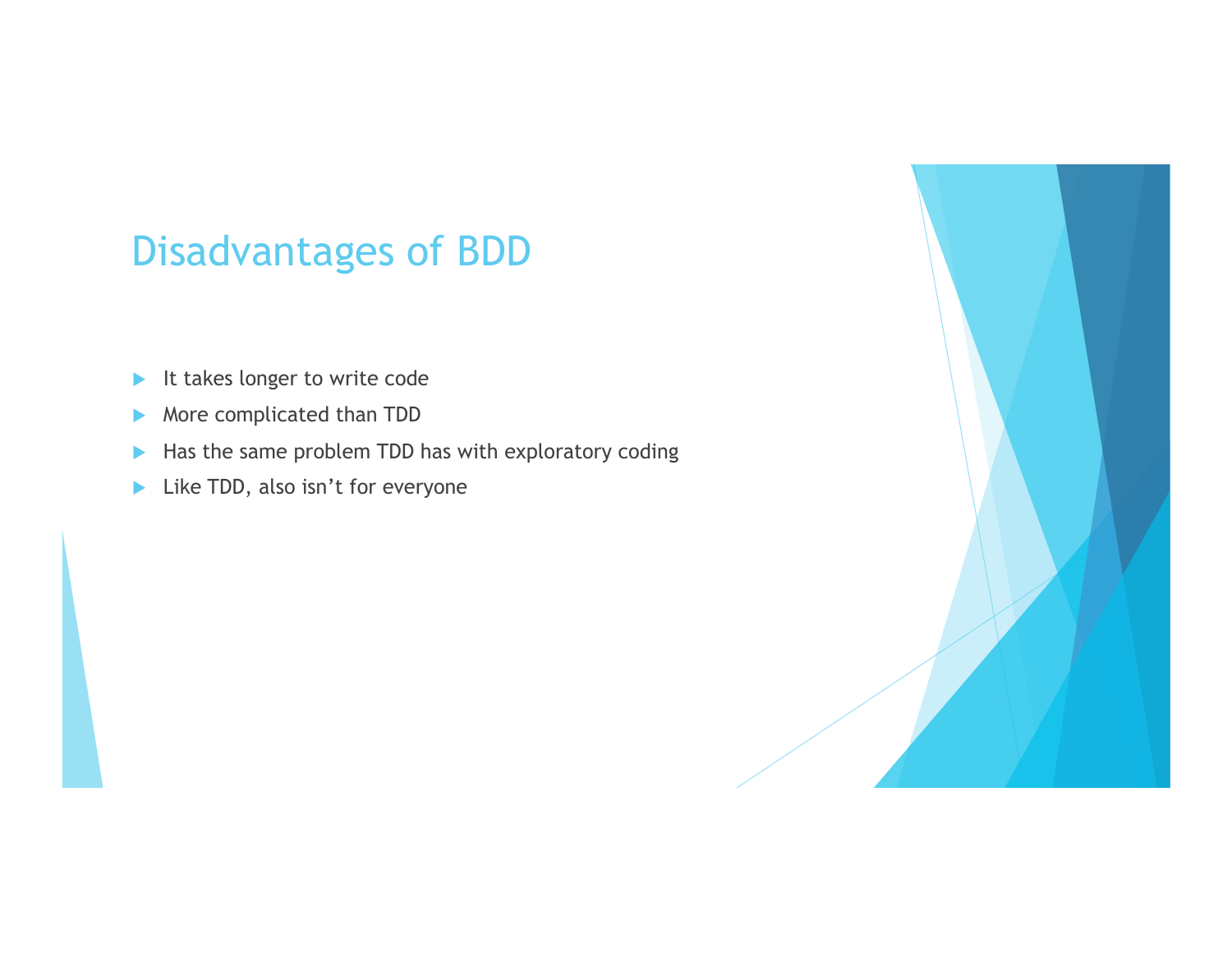# Disadvantages of BDD

- It takes longer to write code
- More complicated than TDD
- Has the same problem TDD has with exploratory coding
- Like TDD, also isn’t for everyone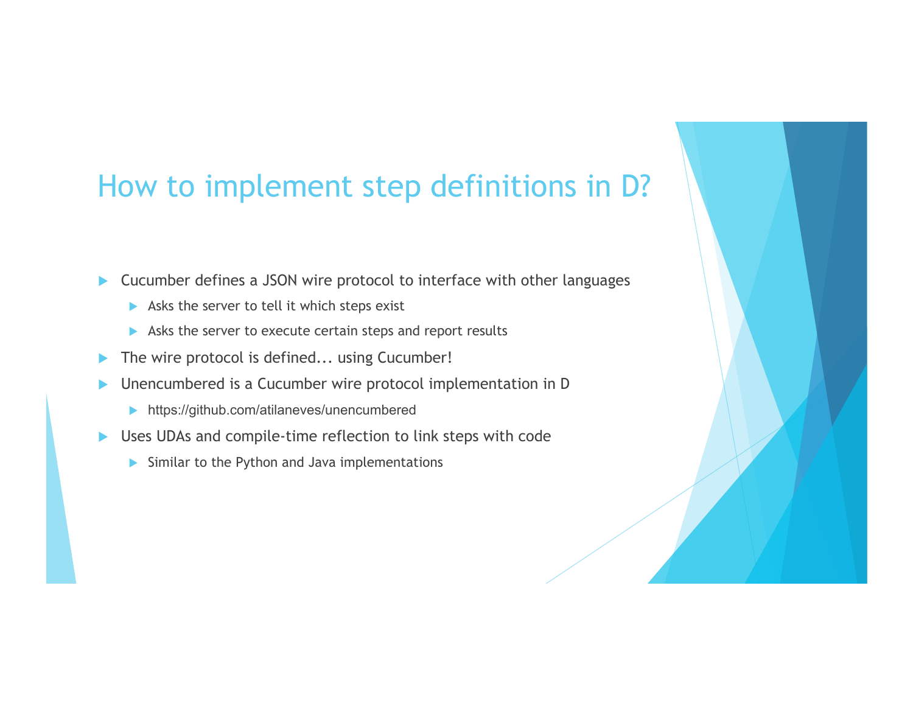# How to implement step definitions in D?

- Cucumber defines a JSON wire protocol to interface with other languages
  - Asks the server to tell it which steps exist
  - Asks the server to execute certain steps and report results
- The wire protocol is defined... using Cucumber!
- Unencumbered is a Cucumber wire protocol implementation in D
  - https://github.com/atilaneves/unencumbered
- Uses UDAs and compile-time reflection to link steps with code
  - Similar to the Python and Java implementations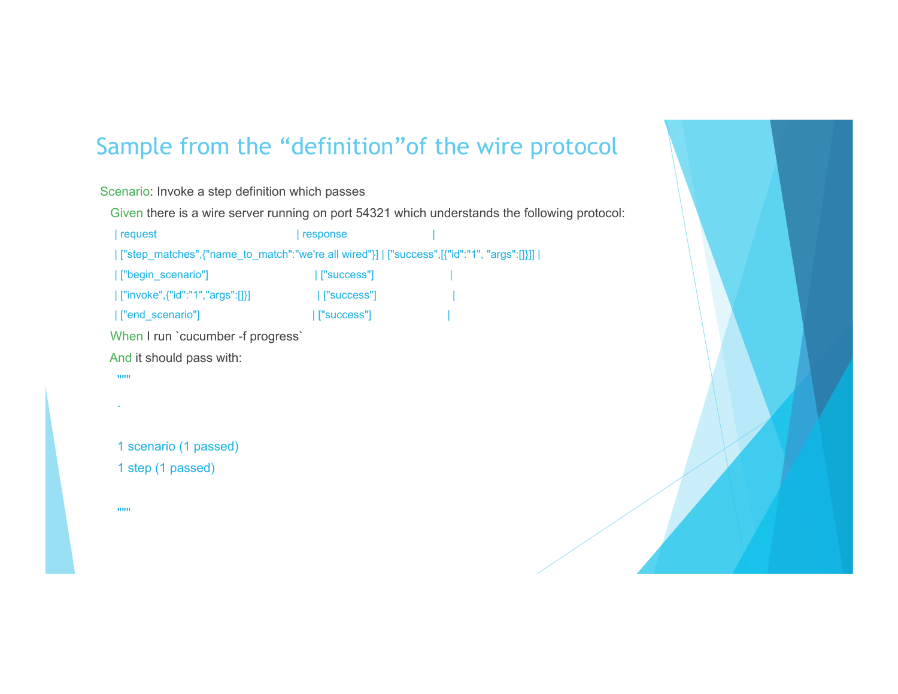## Sample from the “definition”of the wire protocol

```
Scenario: Invoke a step definition which passes
  Given there is a wire server running on port 54321 which understands the following protocol:
    | request                                            | response                             |
    | ["step_matches",{"name_to_match":"we're all wired"}] | ["success",[{"id":"1", "args":[]}]] |
    | ["begin_scenario"]                                 | ["success"]                          |
    | ["invoke",{"id":"1","args":[]}]                    | ["success"]                          |
    | ["end_scenario"]                                   | ["success"]                          |
  When I run `cucumber -f progress`
  And it should pass with:
    """
    .

    1 scenario (1 passed)
    1 step (1 passed)

    """
```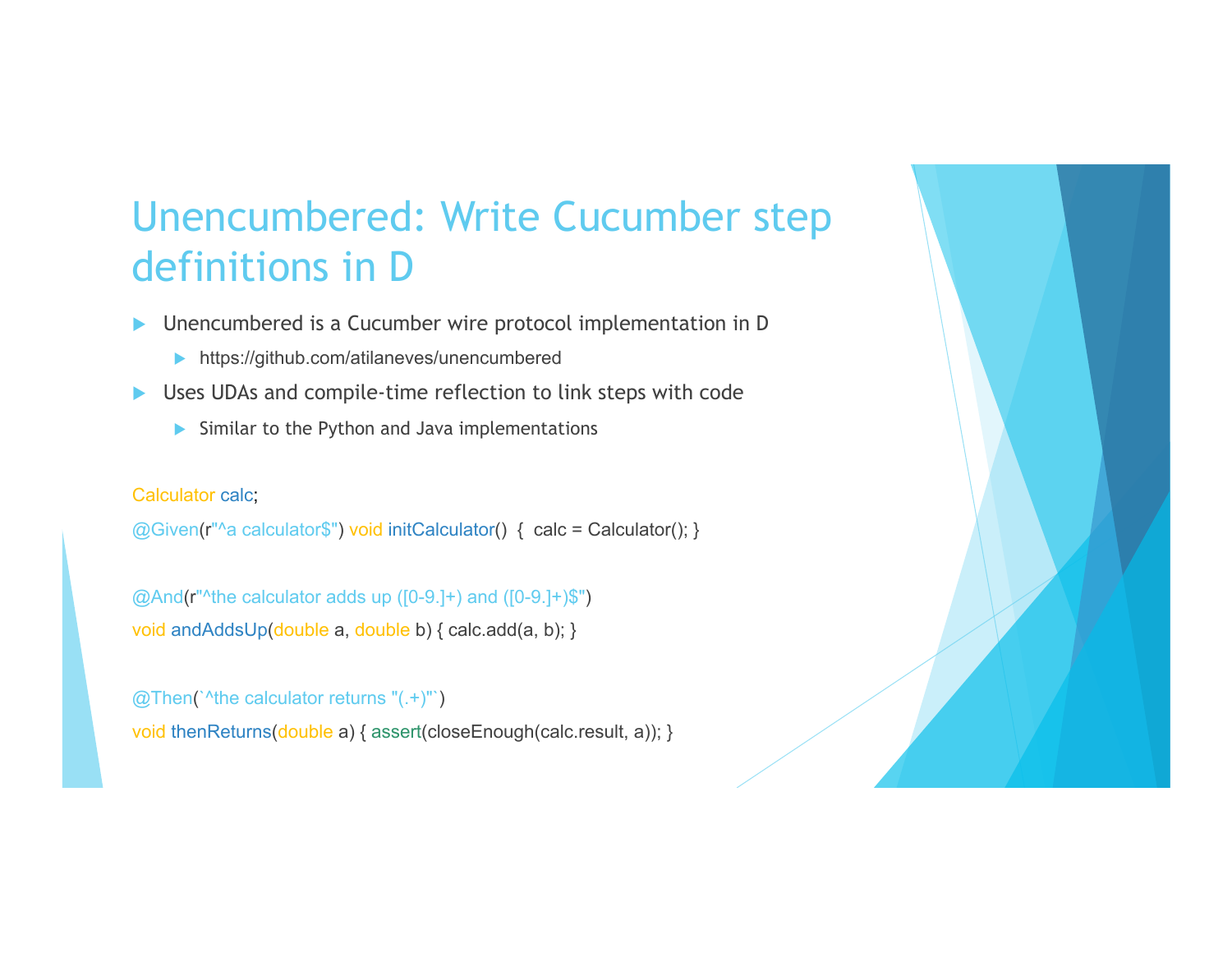# Unencumbered: Write Cucumber step definitions in D

- Unencumbered is a Cucumber wire protocol implementation in D
  - https://github.com/atilaneves/unencumbered
- Uses UDAs and compile-time reflection to link steps with code
  - Similar to the Python and Java implementations

```
Calculator calc;
@Given(r"^a calculator$") void initCalculator()  {  calc = Calculator(); }

@And(r"^the calculator adds up ([0-9.]+) and ([0-9.]+)$")
void andAddsUp(double a, double b) { calc.add(a, b); }

@Then(`^the calculator returns "(.+)"`)
void thenReturns(double a) { assert(closeEnough(calc.result, a)); }
```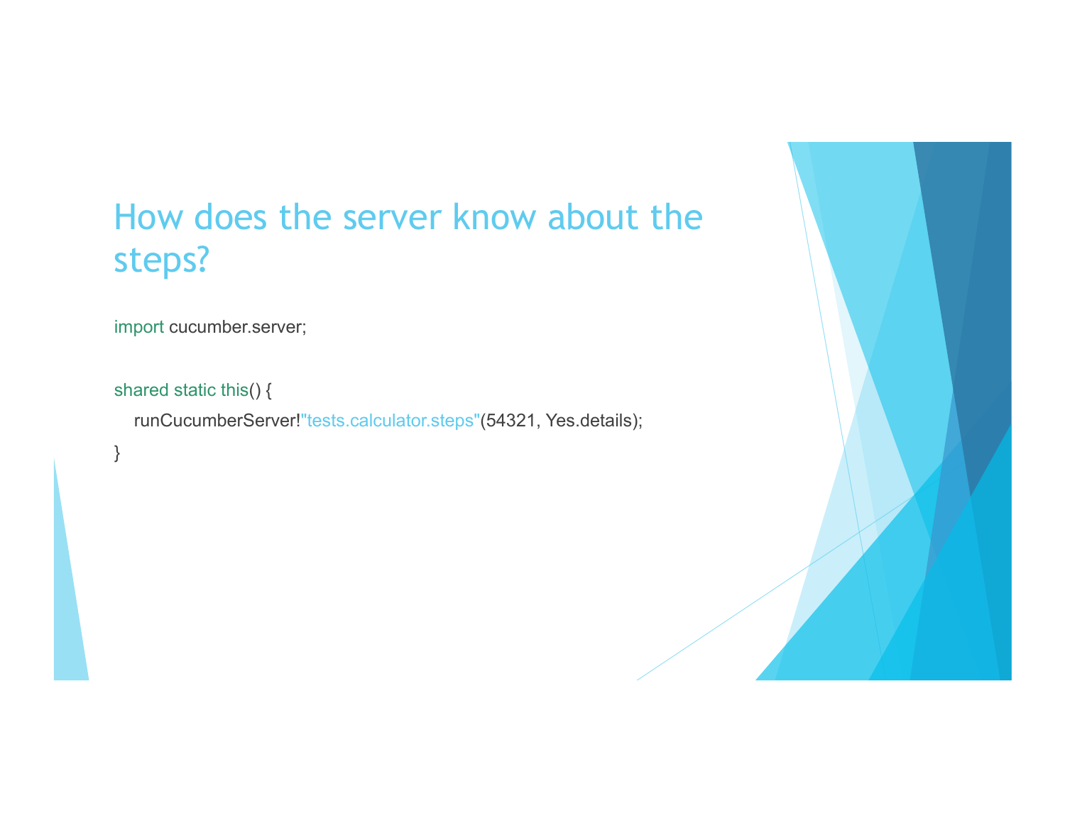# How does the server know about the steps?

```
import cucumber.server;

shared static this() {
   runCucumberServer!"tests.calculator.steps"(54321, Yes.details);
}
```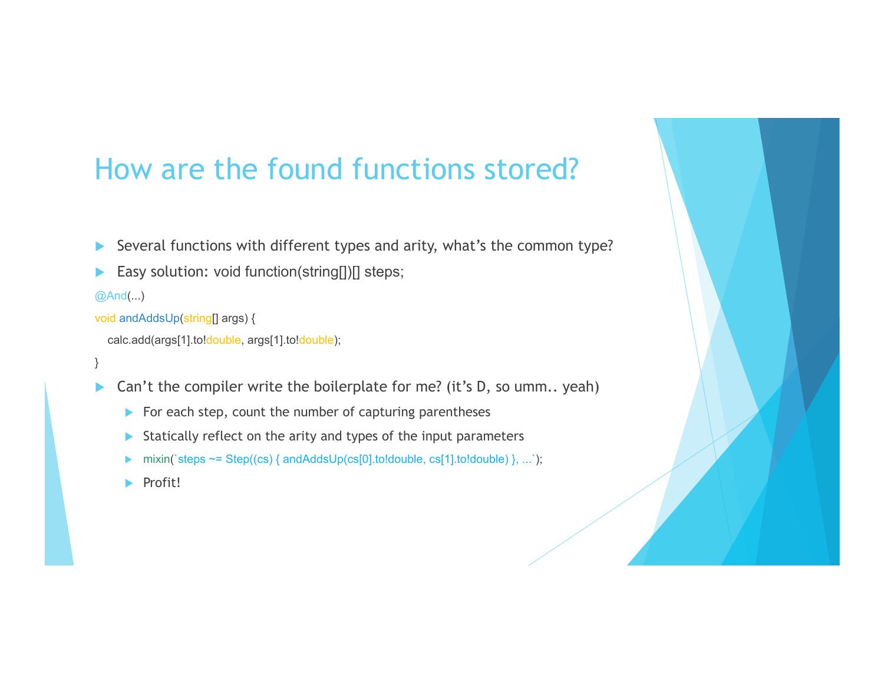# How are the found functions stored?

- Several functions with different types and arity, what's the common type?
- Easy solution: void function(string[])[] steps;

```
@And(...)
void andAddsUp(string[] args) {
   calc.add(args[1].to!double, args[1].to!double);
}
```

- Can't the compiler write the boilerplate for me? (it's D, so umm.. yeah)
  - For each step, count the number of capturing parentheses
  - Statically reflect on the arity and types of the input parameters
  - `` mixin(`steps ~= Step((cs) { andAddsUp(cs[0].to!double, cs[1].to!double) }, ...`); ``
  - Profit!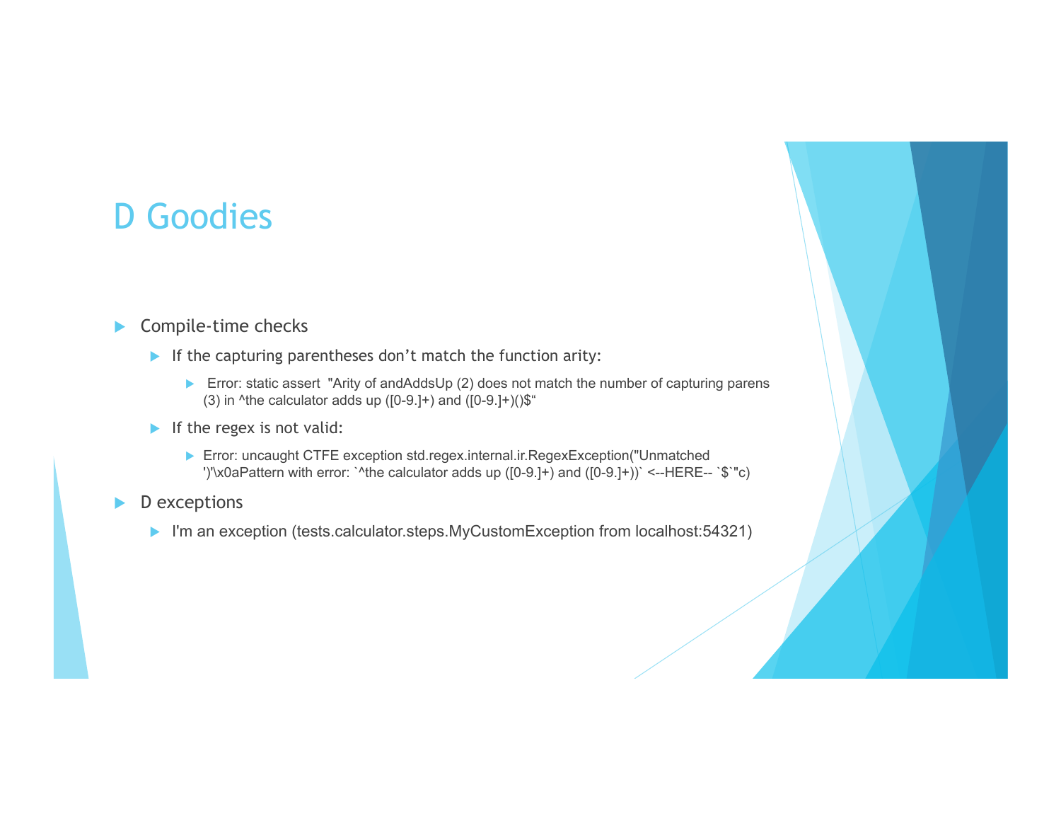# D Goodies

- Compile-time checks
  - If the capturing parentheses don't match the function arity:
    - Error: static assert "Arity of andAddsUp (2) does not match the number of capturing parens (3) in ^the calculator adds up ([0-9.]+) and ([0-9.]+)()$"
  - If the regex is not valid:
    - Error: uncaught CTFE exception std.regex.internal.ir.RegexException("Unmatched ')'\x0aPattern with error: `^the calculator adds up ([0-9.]+) and ([0-9.]+))` <--HERE-- `$`"c)
- D exceptions
  - I'm an exception (tests.calculator.steps.MyCustomException from localhost:54321)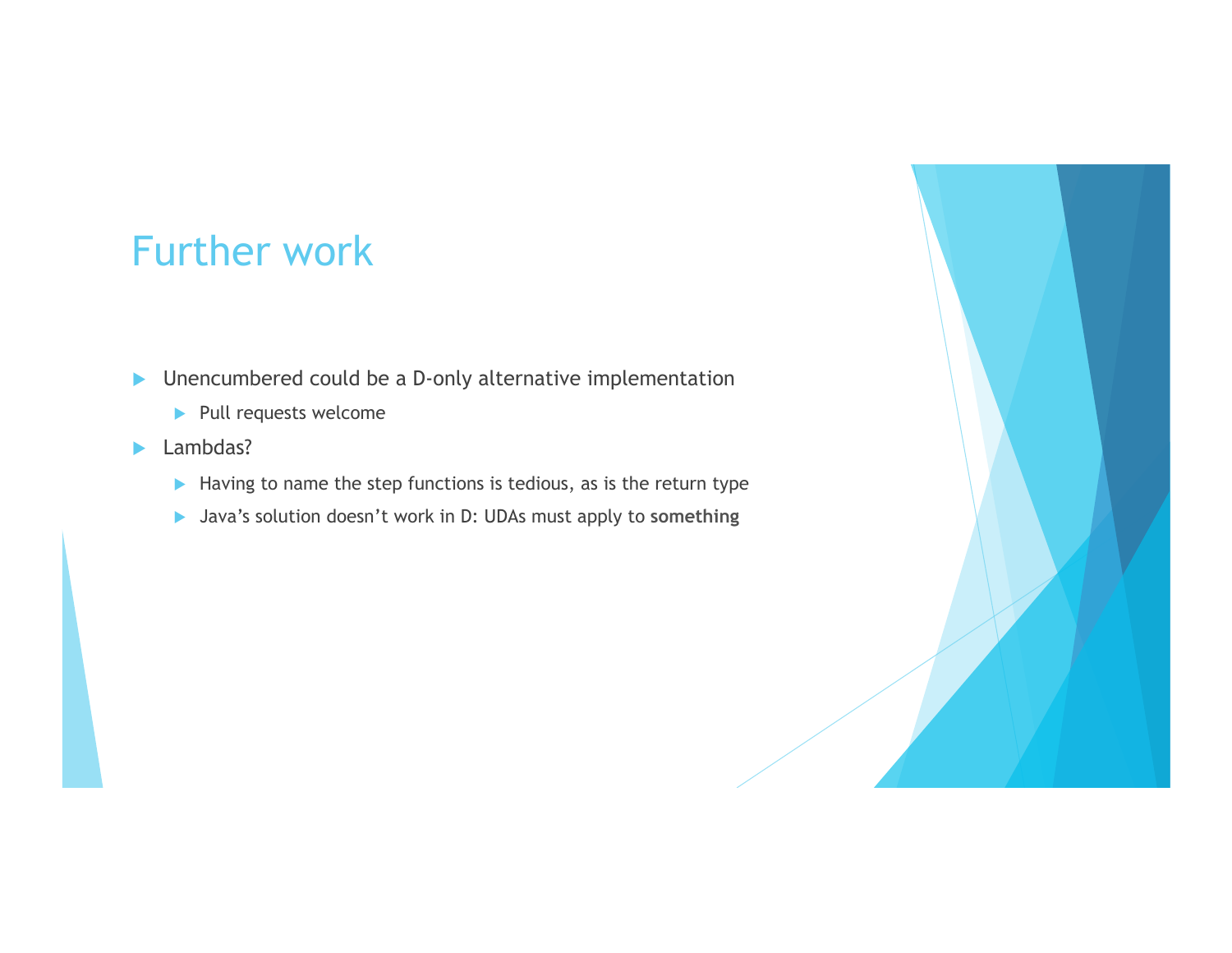# Further work

- Unencumbered could be a D-only alternative implementation
  - Pull requests welcome
- Lambdas?
  - Having to name the step functions is tedious, as is the return type
  - Java's solution doesn't work in D: UDAs must apply to **something**